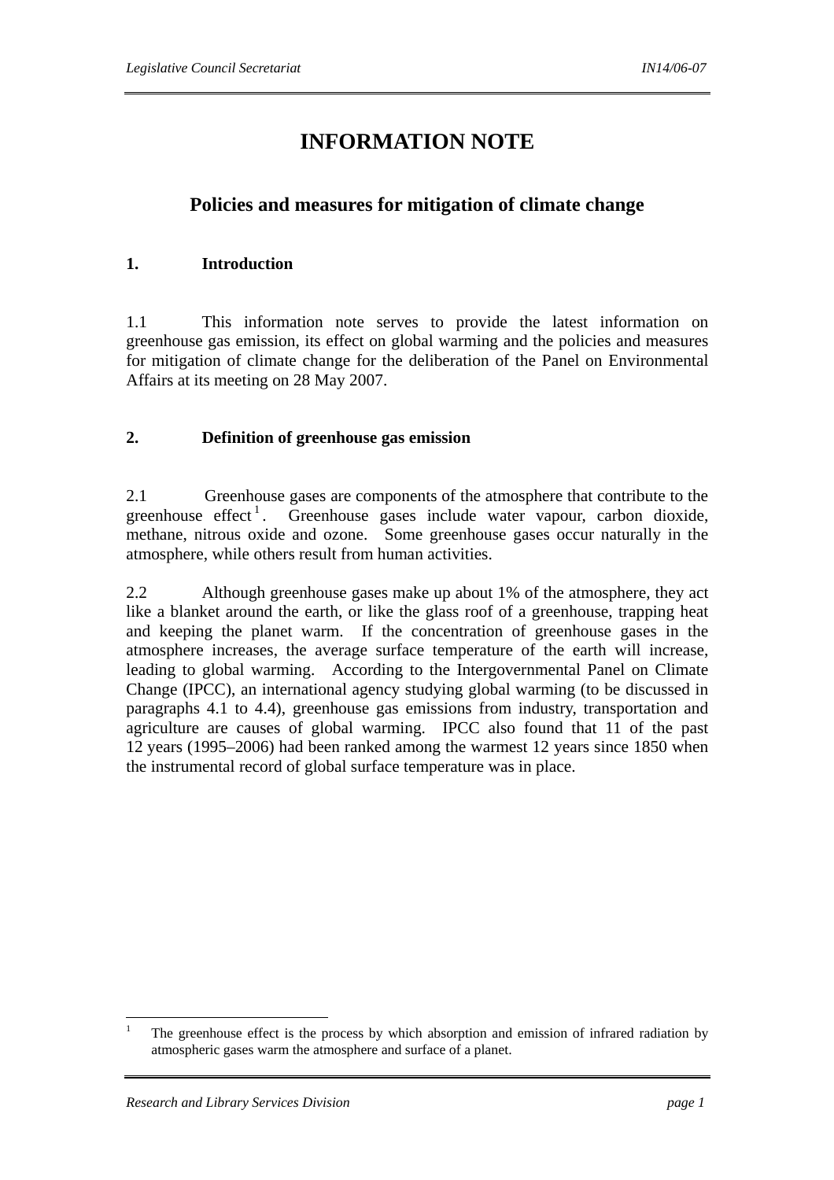# INFORMATION NOTE

## Policies and measures for mitigation of climate change

### 1. Introduction

1.1 This information note serves to provide the latest information on greenhouse gas emission, its effect on global warming and the policies and measures for mitigation of climate change for the deliberation of the Panel on Environmental Affairs at its meeting on 28 May 2007.

### 2. Definition of greenhouse gas emission

2.1 Greenhouse gases are components of the atmosphere that contribute to the greenhouse effect[1]. Greenhouse gases include water vapour, carbon dioxide, methane, nitrous oxide and ozone. Some greenhouse gases occur naturally in the atmosphere, while others result from human activities.

2.2 Although greenhouse gases make up about 1% of the atmosphere, they act like a blanket around the earth, or like the glass roof of a greenhouse, trapping heat and keeping the planet warm. If the concentration of greenhouse gases in the atmosphere increases, the average surface temperature of the earth will increase, leading to global warming. According to the Intergovernmental Panel on Climate Change (IPCC), an international agency studying global warming (to be discussed in paragraphs 4.1 to 4.4), greenhouse gas emissions from industry, transportation and agriculture are causes of global warming. IPCC also found that 11 of the past 12 years (1995–2006) had been ranked among the warmest 12 years since 1850 when the instrumental record of global surface temperature was in place.

---

[1] The greenhouse effect is the process by which absorption and emission of infrared radiation by atmospheric gases warm the atmosphere and surface of a planet.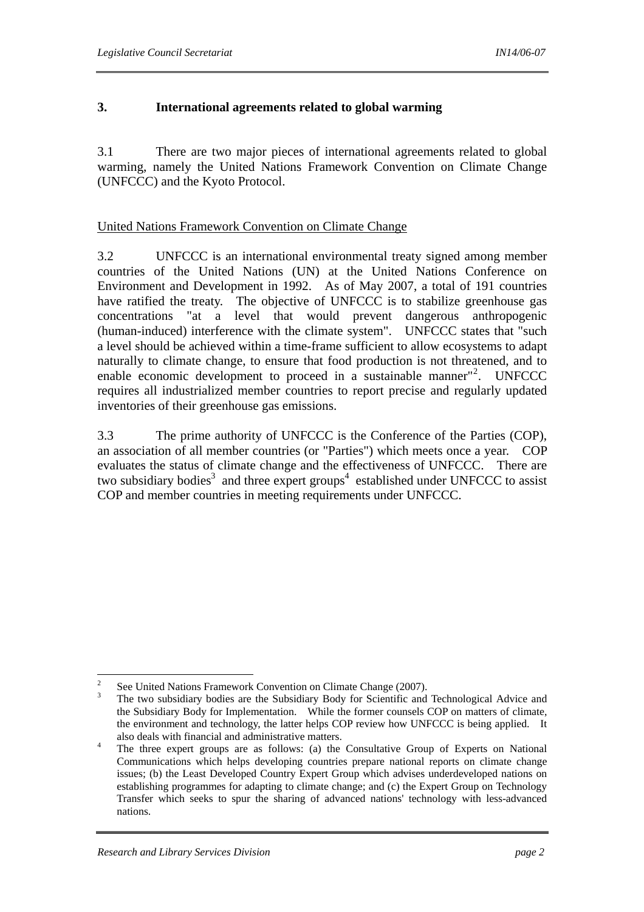## 3. International agreements related to global warming

3.1 There are two major pieces of international agreements related to global warming, namely the United Nations Framework Convention on Climate Change (UNFCCC) and the Kyoto Protocol.

United Nations Framework Convention on Climate Change

3.2 UNFCCC is an international environmental treaty signed among member countries of the United Nations (UN) at the United Nations Conference on Environment and Development in 1992. As of May 2007, a total of 191 countries have ratified the treaty. The objective of UNFCCC is to stabilize greenhouse gas concentrations "at a level that would prevent dangerous anthropogenic (human-induced) interference with the climate system". UNFCCC states that "such a level should be achieved within a time-frame sufficient to allow ecosystems to adapt naturally to climate change, to ensure that food production is not threatened, and to enable economic development to proceed in a sustainable manner"[2]. UNFCCC requires all industrialized member countries to report precise and regularly updated inventories of their greenhouse gas emissions.

3.3 The prime authority of UNFCCC is the Conference of the Parties (COP), an association of all member countries (or "Parties") which meets once a year. COP evaluates the status of climate change and the effectiveness of UNFCCC. There are two subsidiary bodies[3] and three expert groups[4] established under UNFCCC to assist COP and member countries in meeting requirements under UNFCCC.

---

[2] See United Nations Framework Convention on Climate Change (2007).

[3] The two subsidiary bodies are the Subsidiary Body for Scientific and Technological Advice and the Subsidiary Body for Implementation. While the former counsels COP on matters of climate, the environment and technology, the latter helps COP review how UNFCCC is being applied. It also deals with financial and administrative matters.

[4] The three expert groups are as follows: (a) the Consultative Group of Experts on National Communications which helps developing countries prepare national reports on climate change issues; (b) the Least Developed Country Expert Group which advises underdeveloped nations on establishing programmes for adapting to climate change; and (c) the Expert Group on Technology Transfer which seeks to spur the sharing of advanced nations' technology with less-advanced nations.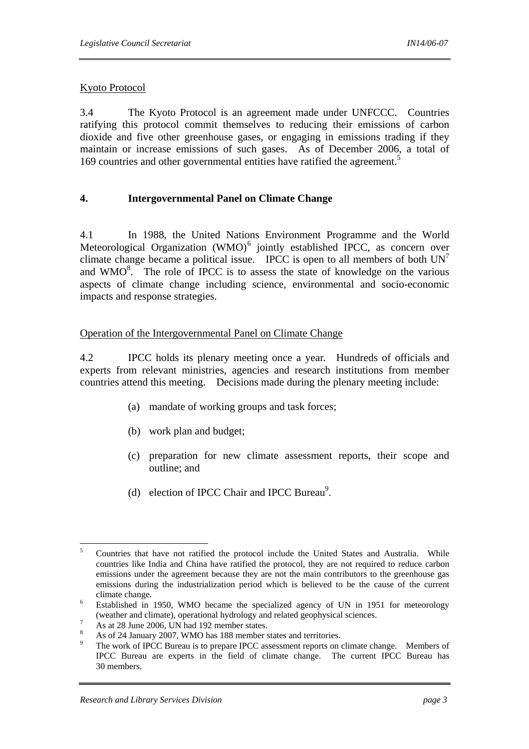Kyoto Protocol

3.4 The Kyoto Protocol is an agreement made under UNFCCC. Countries ratifying this protocol commit themselves to reducing their emissions of carbon dioxide and five other greenhouse gases, or engaging in emissions trading if they maintain or increase emissions of such gases. As of December 2006, a total of 169 countries and other governmental entities have ratified the agreement.[5]

## 4. Intergovernmental Panel on Climate Change

4.1 In 1988, the United Nations Environment Programme and the World Meteorological Organization (WMO)[6] jointly established IPCC, as concern over climate change became a political issue. IPCC is open to all members of both UN[7] and WMO[8]. The role of IPCC is to assess the state of knowledge on the various aspects of climate change including science, environmental and socio-economic impacts and response strategies.

Operation of the Intergovernmental Panel on Climate Change

4.2 IPCC holds its plenary meeting once a year. Hundreds of officials and experts from relevant ministries, agencies and research institutions from member countries attend this meeting. Decisions made during the plenary meeting include:

(a) mandate of working groups and task forces;

(b) work plan and budget;

(c) preparation for new climate assessment reports, their scope and outline; and

(d) election of IPCC Chair and IPCC Bureau[9].

---

[5] Countries that have not ratified the protocol include the United States and Australia. While countries like India and China have ratified the protocol, they are not required to reduce carbon emissions under the agreement because they are not the main contributors to the greenhouse gas emissions during the industrialization period which is believed to be the cause of the current climate change.

[6] Established in 1950, WMO became the specialized agency of UN in 1951 for meteorology (weather and climate), operational hydrology and related geophysical sciences.

[7] As at 28 June 2006, UN had 192 member states.

[8] As of 24 January 2007, WMO has 188 member states and territories.

[9] The work of IPCC Bureau is to prepare IPCC assessment reports on climate change. Members of IPCC Bureau are experts in the field of climate change. The current IPCC Bureau has 30 members.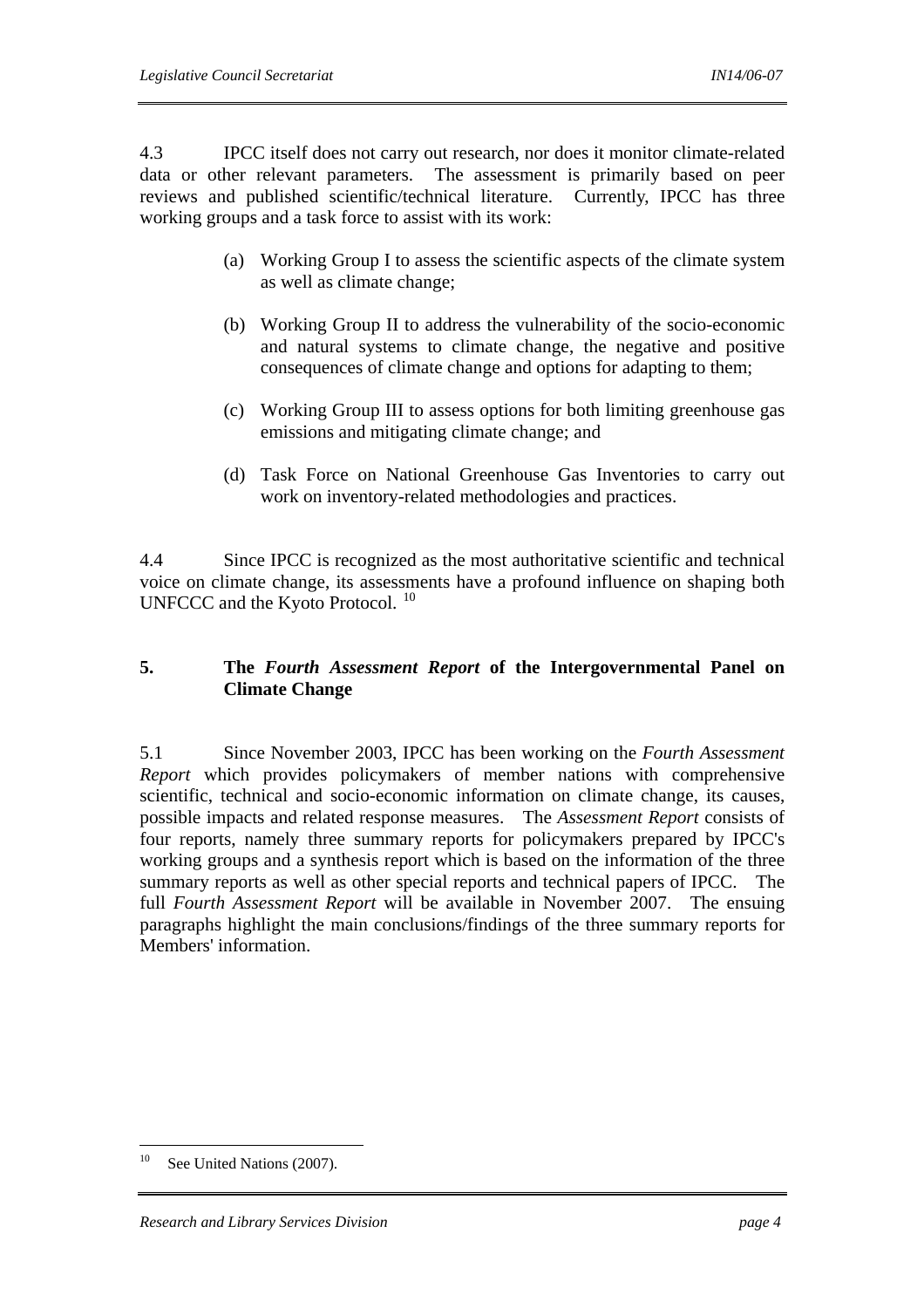4.3 IPCC itself does not carry out research, nor does it monitor climate-related data or other relevant parameters. The assessment is primarily based on peer reviews and published scientific/technical literature. Currently, IPCC has three working groups and a task force to assist with its work:

(a) Working Group I to assess the scientific aspects of the climate system as well as climate change;

(b) Working Group II to address the vulnerability of the socio-economic and natural systems to climate change, the negative and positive consequences of climate change and options for adapting to them;

(c) Working Group III to assess options for both limiting greenhouse gas emissions and mitigating climate change; and

(d) Task Force on National Greenhouse Gas Inventories to carry out work on inventory-related methodologies and practices.

4.4 Since IPCC is recognized as the most authoritative scientific and technical voice on climate change, its assessments have a profound influence on shaping both UNFCCC and the Kyoto Protocol. [10]

## 5. The *Fourth Assessment Report* of the Intergovernmental Panel on Climate Change

5.1 Since November 2003, IPCC has been working on the *Fourth Assessment Report* which provides policymakers of member nations with comprehensive scientific, technical and socio-economic information on climate change, its causes, possible impacts and related response measures. The *Assessment Report* consists of four reports, namely three summary reports for policymakers prepared by IPCC's working groups and a synthesis report which is based on the information of the three summary reports as well as other special reports and technical papers of IPCC. The full *Fourth Assessment Report* will be available in November 2007. The ensuing paragraphs highlight the main conclusions/findings of the three summary reports for Members' information.

---

[10] See United Nations (2007).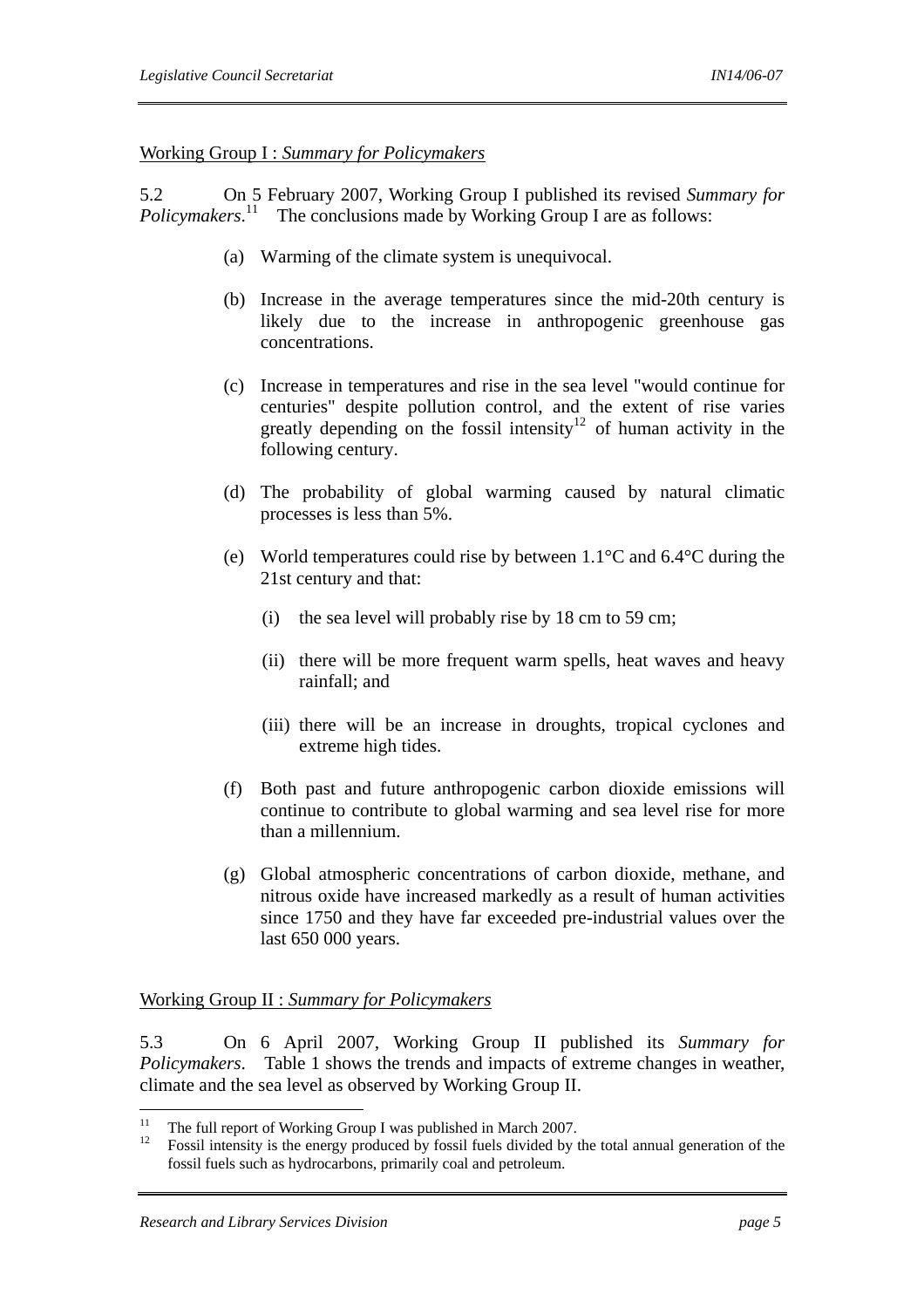<u>Working Group I : *Summary for Policymakers*</u>

5.2 On 5 February 2007, Working Group I published its revised *Summary for Policymakers*.[11] The conclusions made by Working Group I are as follows:

(a) Warming of the climate system is unequivocal.

(b) Increase in the average temperatures since the mid-20th century is likely due to the increase in anthropogenic greenhouse gas concentrations.

(c) Increase in temperatures and rise in the sea level "would continue for centuries" despite pollution control, and the extent of rise varies greatly depending on the fossil intensity[12] of human activity in the following century.

(d) The probability of global warming caused by natural climatic processes is less than 5%.

(e) World temperatures could rise by between 1.1°C and 6.4°C during the 21st century and that:

  (i) the sea level will probably rise by 18 cm to 59 cm;

  (ii) there will be more frequent warm spells, heat waves and heavy rainfall; and

  (iii) there will be an increase in droughts, tropical cyclones and extreme high tides.

(f) Both past and future anthropogenic carbon dioxide emissions will continue to contribute to global warming and sea level rise for more than a millennium.

(g) Global atmospheric concentrations of carbon dioxide, methane, and nitrous oxide have increased markedly as a result of human activities since 1750 and they have far exceeded pre-industrial values over the last 650 000 years.

<u>Working Group II : *Summary for Policymakers*</u>

5.3 On 6 April 2007, Working Group II published its *Summary for Policymakers*. Table 1 shows the trends and impacts of extreme changes in weather, climate and the sea level as observed by Working Group II.

---

[11] The full report of Working Group I was published in March 2007.

[12] Fossil intensity is the energy produced by fossil fuels divided by the total annual generation of the fossil fuels such as hydrocarbons, primarily coal and petroleum.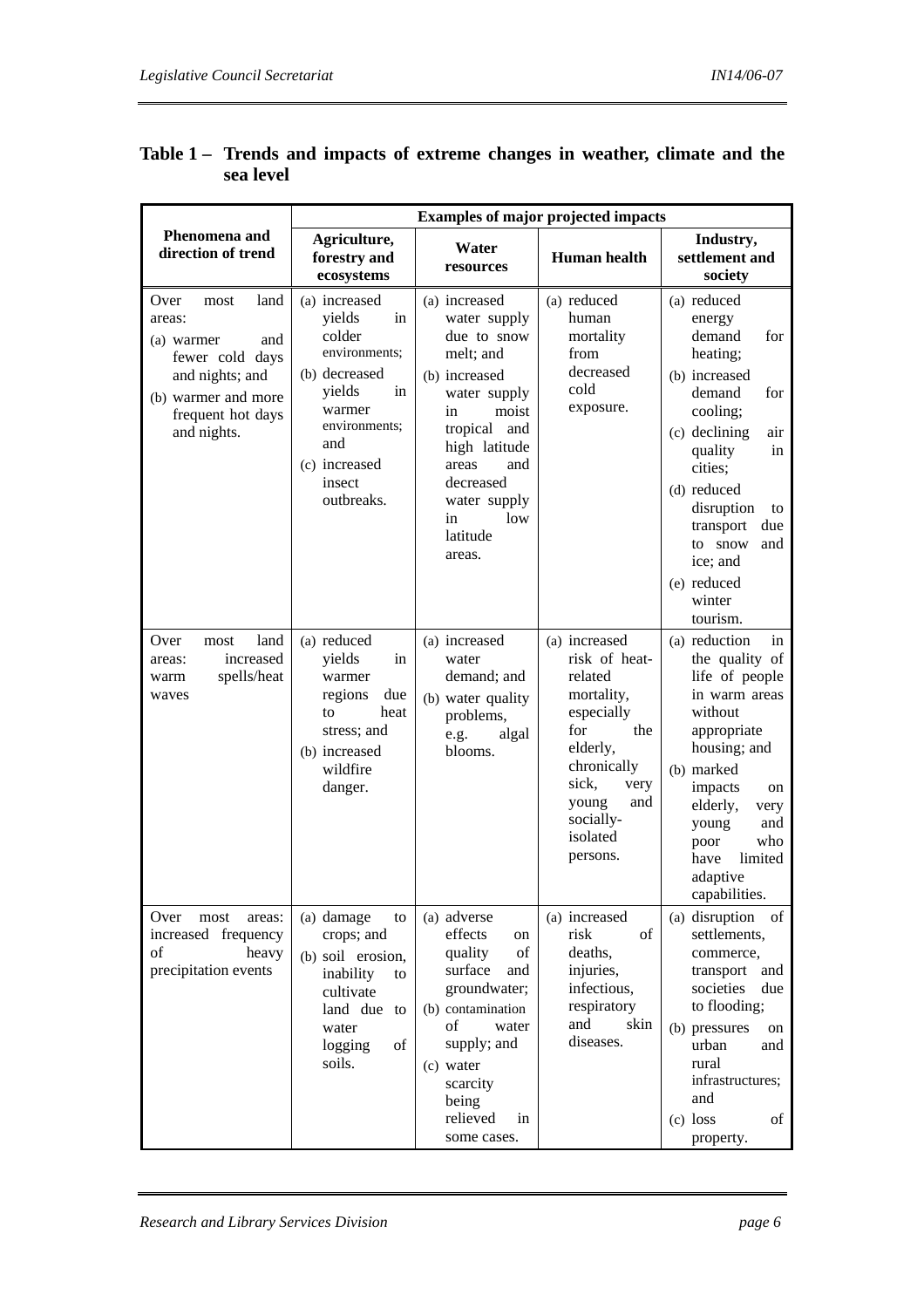**Table 1 – Trends and impacts of extreme changes in weather, climate and the sea level**

| Phenomena and direction of trend | Examples of major projected impacts | | | |
|---|---|---|---|---|
| | Agriculture, forestry and ecosystems | Water resources | Human health | Industry, settlement and society |
| Over most land areas: (a) warmer and fewer cold days and nights; and (b) warmer and more frequent hot days and nights. | (a) increased yields in colder environments; (b) decreased yields in warmer environments; and (c) increased insect outbreaks. | (a) increased water supply due to snow melt; and (b) increased water supply in moist tropical and high latitude areas and decreased water supply in low latitude areas. | (a) reduced human mortality from decreased cold exposure. | (a) reduced energy demand for heating; (b) increased demand for cooling; (c) declining air quality in cities; (d) reduced disruption to transport due to snow and ice; and (e) reduced winter tourism. |
| Over most land areas: increased warm spells/heat waves | (a) reduced yields in warmer regions due to heat stress; and (b) increased wildfire danger. | (a) increased water demand; and (b) water quality problems, e.g. algal blooms. | (a) increased risk of heat-related mortality, especially for the elderly, chronically sick, very young and socially-isolated persons. | (a) reduction in the quality of life of people in warm areas without appropriate housing; and (b) marked impacts on elderly, very young and poor who have limited adaptive capabilities. |
| Over most areas: increased frequency of heavy precipitation events | (a) damage to crops; and (b) soil erosion, inability to cultivate land due to water logging of soils. | (a) adverse effects on quality of surface and groundwater; (b) contamination of water supply; and (c) water scarcity being relieved in some cases. | (a) increased risk of deaths, injuries, infectious, respiratory and skin diseases. | (a) disruption of settlements, commerce, transport and societies due to flooding; (b) pressures on urban and rural infrastructures; and (c) loss of property. |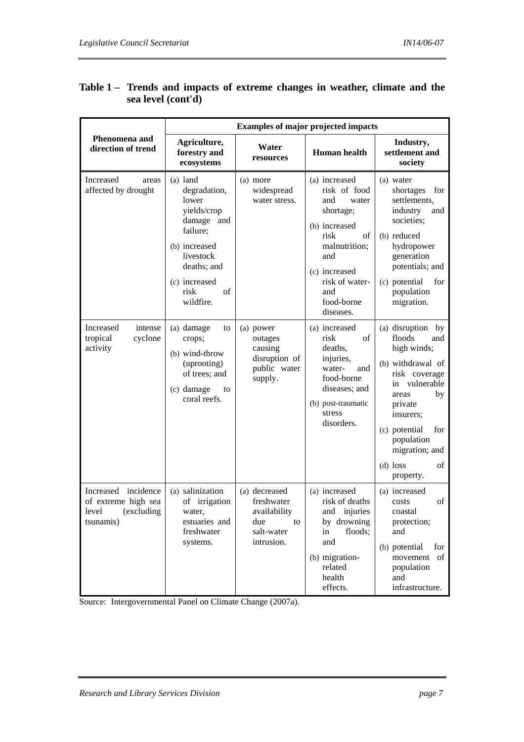**Table 1 – Trends and impacts of extreme changes in weather, climate and the sea level (cont'd)**

| Phenomena and direction of trend | Examples of major projected impacts | | | |
|---|---|---|---|---|
| | Agriculture, forestry and ecosystems | Water resources | Human health | Industry, settlement and society |
| Increased areas affected by drought | (a) land degradation, lower yields/crop damage and failure; (b) increased livestock deaths; and (c) increased risk of wildfire. | (a) more widespread water stress. | (a) increased risk of food and water shortage; (b) increased risk of malnutrition; and (c) increased risk of water- and food-borne diseases. | (a) water shortages for settlements, industry and societies; (b) reduced hydropower generation potentials; and (c) potential for population migration. |
| Increased intense tropical cyclone activity | (a) damage to crops; (b) wind-throw (uprooting) of trees; and (c) damage to coral reefs. | (a) power outages causing disruption of public water supply. | (a) increased risk of deaths, injuries, water- and food-borne diseases; and (b) post-traumatic stress disorders. | (a) disruption by floods and high winds; (b) withdrawal of risk coverage in vulnerable areas by private insurers; (c) potential for population migration; and (d) loss of property. |
| Increased incidence of extreme high sea level (excluding tsunamis) | (a) salinization of irrigation water, estuaries and freshwater systems. | (a) decreased freshwater availability due to salt-water intrusion. | (a) increased risk of deaths and injuries by drowning in floods; and (b) migration-related health effects. | (a) increased costs of coastal protection; and (b) potential for movement of population and infrastructure. |

Source: Intergovernmental Panel on Climate Change (2007a).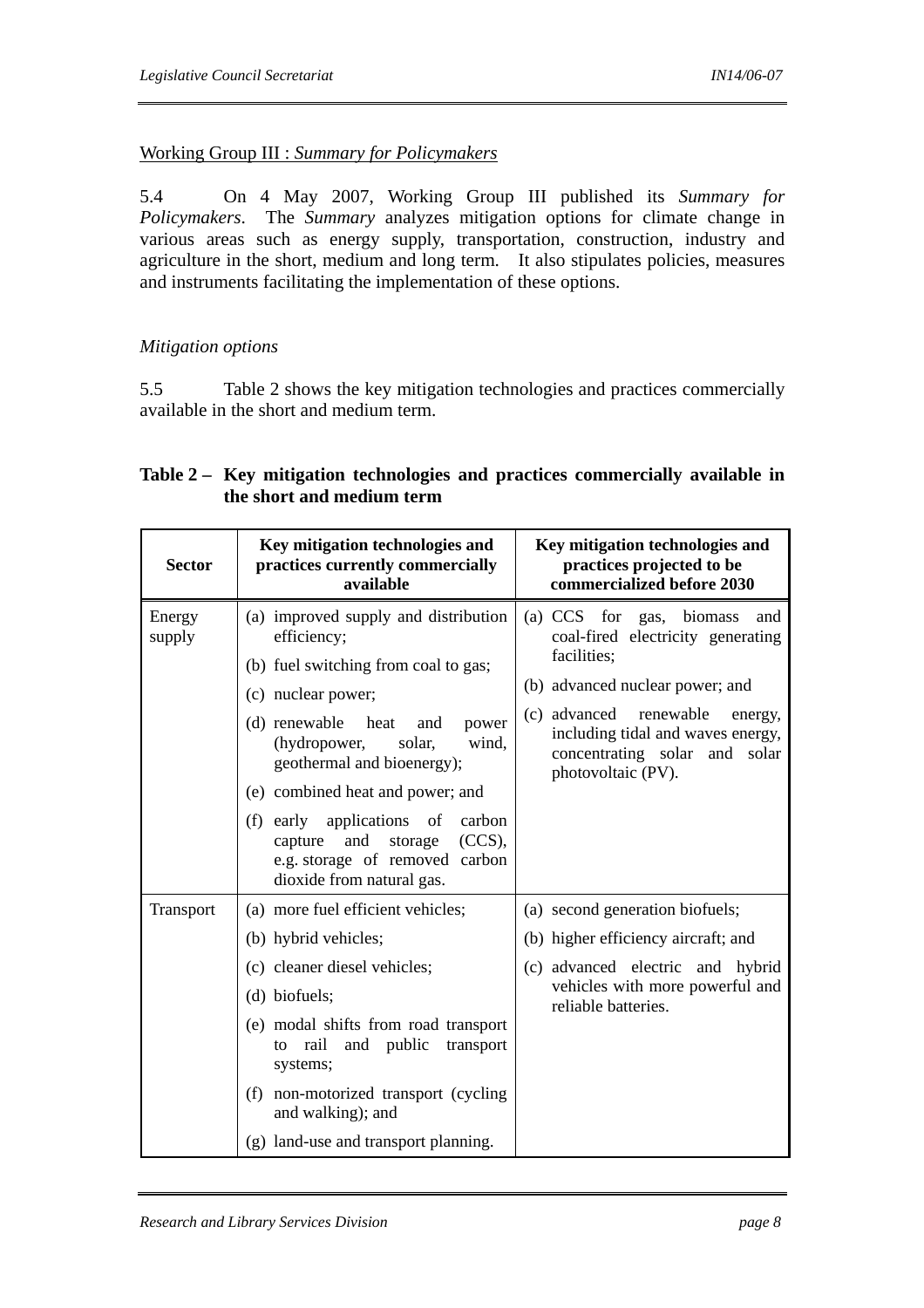Working Group III : *Summary for Policymakers*

5.4 On 4 May 2007, Working Group III published its *Summary for Policymakers*. The *Summary* analyzes mitigation options for climate change in various areas such as energy supply, transportation, construction, industry and agriculture in the short, medium and long term. It also stipulates policies, measures and instruments facilitating the implementation of these options.

*Mitigation options*

5.5 Table 2 shows the key mitigation technologies and practices commercially available in the short and medium term.

**Table 2 – Key mitigation technologies and practices commercially available in the short and medium term**

| Sector | Key mitigation technologies and practices currently commercially available | Key mitigation technologies and practices projected to be commercialized before 2030 |
|---|---|---|
| Energy supply | (a) improved supply and distribution efficiency;<br>(b) fuel switching from coal to gas;<br>(c) nuclear power;<br>(d) renewable heat and power (hydropower, solar, wind, geothermal and bioenergy);<br>(e) combined heat and power; and<br>(f) early applications of carbon capture and storage (CCS), e.g. storage of removed carbon dioxide from natural gas. | (a) CCS for gas, biomass and coal-fired electricity generating facilities;<br>(b) advanced nuclear power; and<br>(c) advanced renewable energy, including tidal and waves energy, concentrating solar and solar photovoltaic (PV). |
| Transport | (a) more fuel efficient vehicles;<br>(b) hybrid vehicles;<br>(c) cleaner diesel vehicles;<br>(d) biofuels;<br>(e) modal shifts from road transport to rail and public transport systems;<br>(f) non-motorized transport (cycling and walking); and<br>(g) land-use and transport planning. | (a) second generation biofuels;<br>(b) higher efficiency aircraft; and<br>(c) advanced electric and hybrid vehicles with more powerful and reliable batteries. |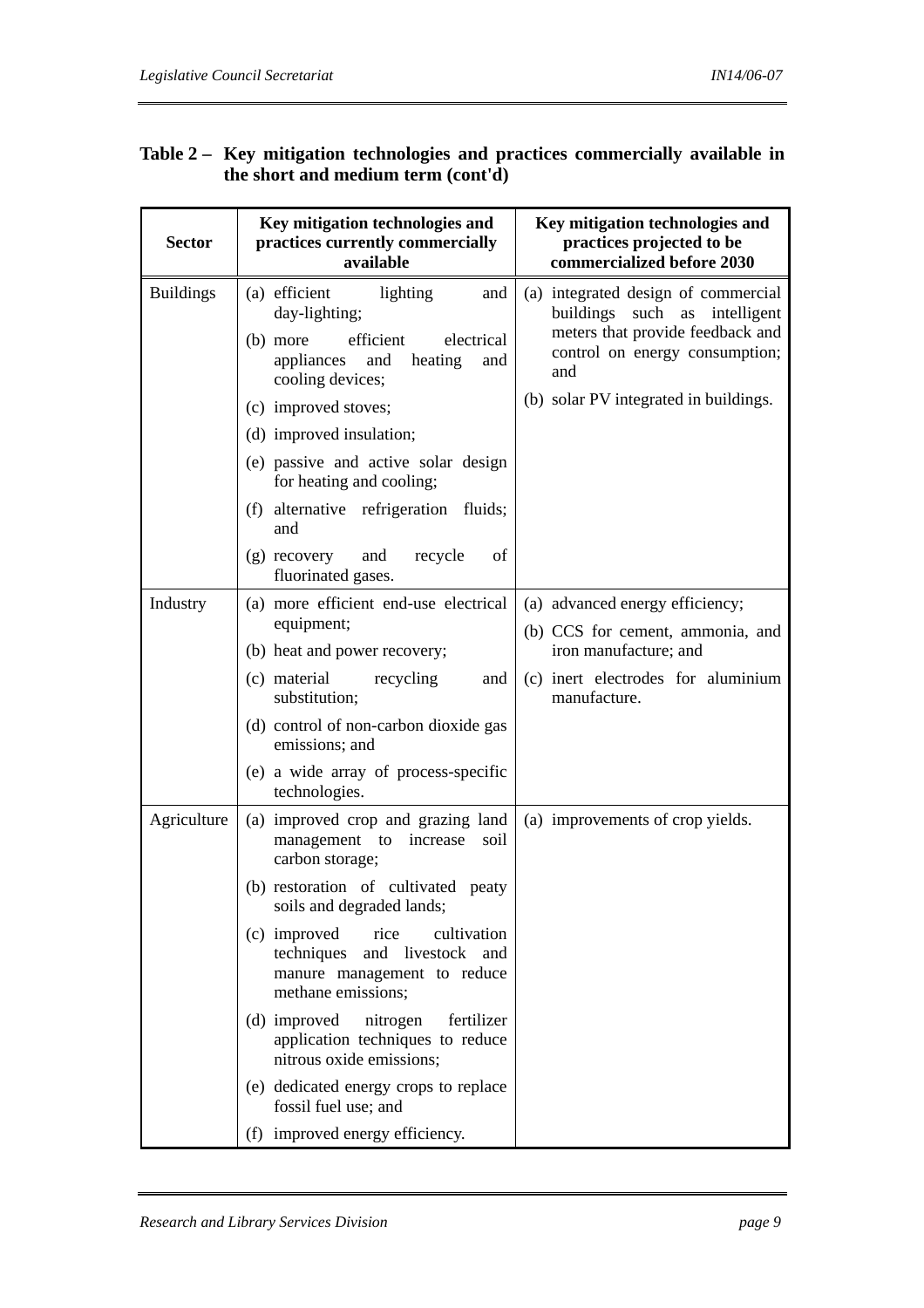**Table 2 – Key mitigation technologies and practices commercially available in the short and medium term (cont'd)**

| Sector | Key mitigation technologies and practices currently commercially available | Key mitigation technologies and practices projected to be commercialized before 2030 |
|---|---|---|
| Buildings | (a) efficient lighting and day-lighting;<br>(b) more efficient electrical appliances and heating and cooling devices;<br>(c) improved stoves;<br>(d) improved insulation;<br>(e) passive and active solar design for heating and cooling;<br>(f) alternative refrigeration fluids; and<br>(g) recovery and recycle of fluorinated gases. | (a) integrated design of commercial buildings such as intelligent meters that provide feedback and control on energy consumption; and<br>(b) solar PV integrated in buildings. |
| Industry | (a) more efficient end-use electrical equipment;<br>(b) heat and power recovery;<br>(c) material recycling and substitution;<br>(d) control of non-carbon dioxide gas emissions; and<br>(e) a wide array of process-specific technologies. | (a) advanced energy efficiency;<br>(b) CCS for cement, ammonia, and iron manufacture; and<br>(c) inert electrodes for aluminium manufacture. |
| Agriculture | (a) improved crop and grazing land management to increase soil carbon storage;<br>(b) restoration of cultivated peaty soils and degraded lands;<br>(c) improved rice cultivation techniques and livestock and manure management to reduce methane emissions;<br>(d) improved nitrogen fertilizer application techniques to reduce nitrous oxide emissions;<br>(e) dedicated energy crops to replace fossil fuel use; and<br>(f) improved energy efficiency. | (a) improvements of crop yields. |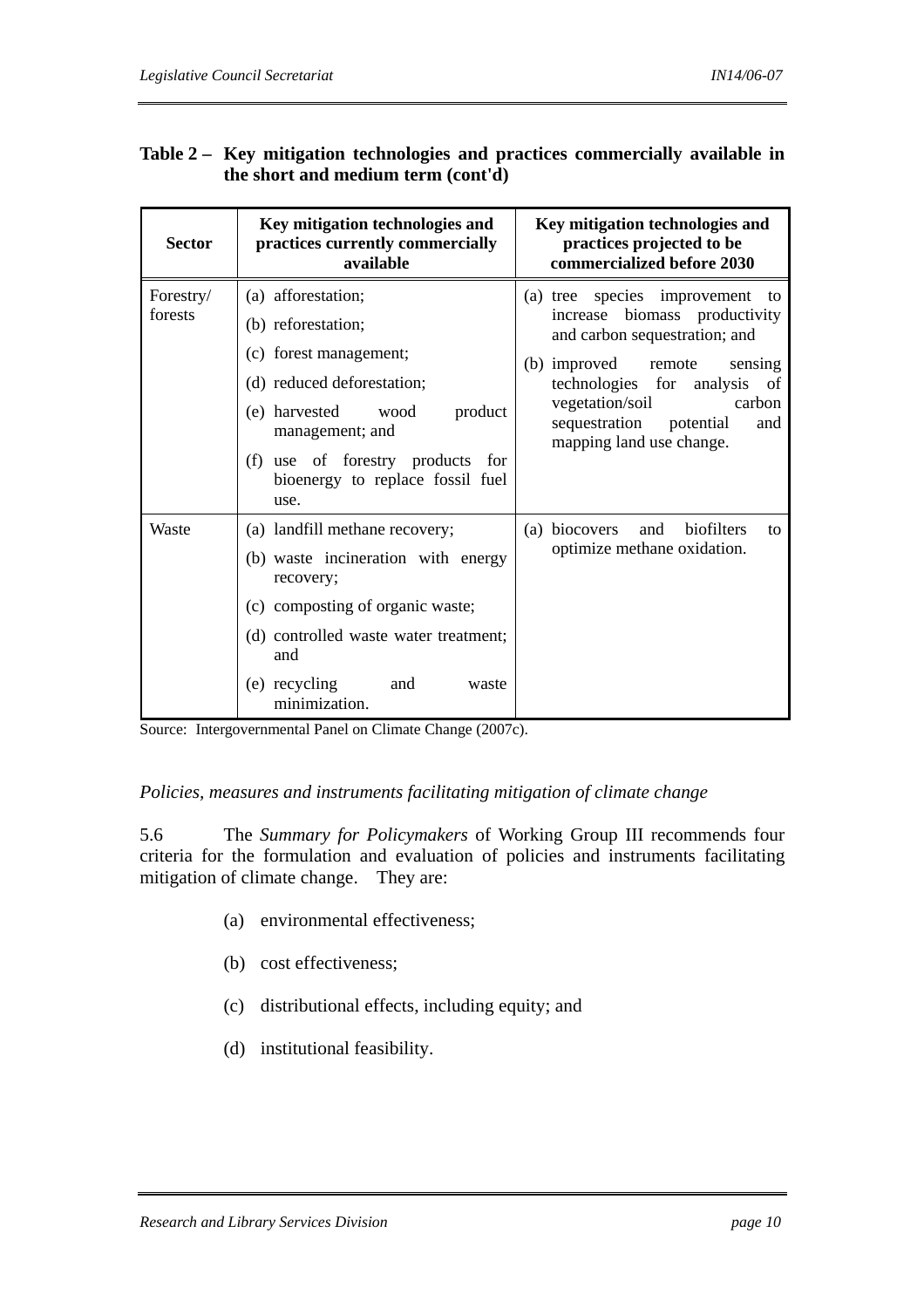**Table 2 – Key mitigation technologies and practices commercially available in the short and medium term (cont'd)**

| Sector | Key mitigation technologies and practices currently commercially available | Key mitigation technologies and practices projected to be commercialized before 2030 |
|---|---|---|
| Forestry/ forests | (a) afforestation;<br>(b) reforestation;<br>(c) forest management;<br>(d) reduced deforestation;<br>(e) harvested wood product management; and<br>(f) use of forestry products for bioenergy to replace fossil fuel use. | (a) tree species improvement to increase biomass productivity and carbon sequestration; and<br>(b) improved remote sensing technologies for analysis of vegetation/soil carbon sequestration potential and mapping land use change. |
| Waste | (a) landfill methane recovery;<br>(b) waste incineration with energy recovery;<br>(c) composting of organic waste;<br>(d) controlled waste water treatment; and<br>(e) recycling and waste minimization. | (a) biocovers and biofilters to optimize methane oxidation. |

Source: Intergovernmental Panel on Climate Change (2007c).

*Policies, measures and instruments facilitating mitigation of climate change*

5.6 The *Summary for Policymakers* of Working Group III recommends four criteria for the formulation and evaluation of policies and instruments facilitating mitigation of climate change. They are:

(a) environmental effectiveness;

(b) cost effectiveness;

(c) distributional effects, including equity; and

(d) institutional feasibility.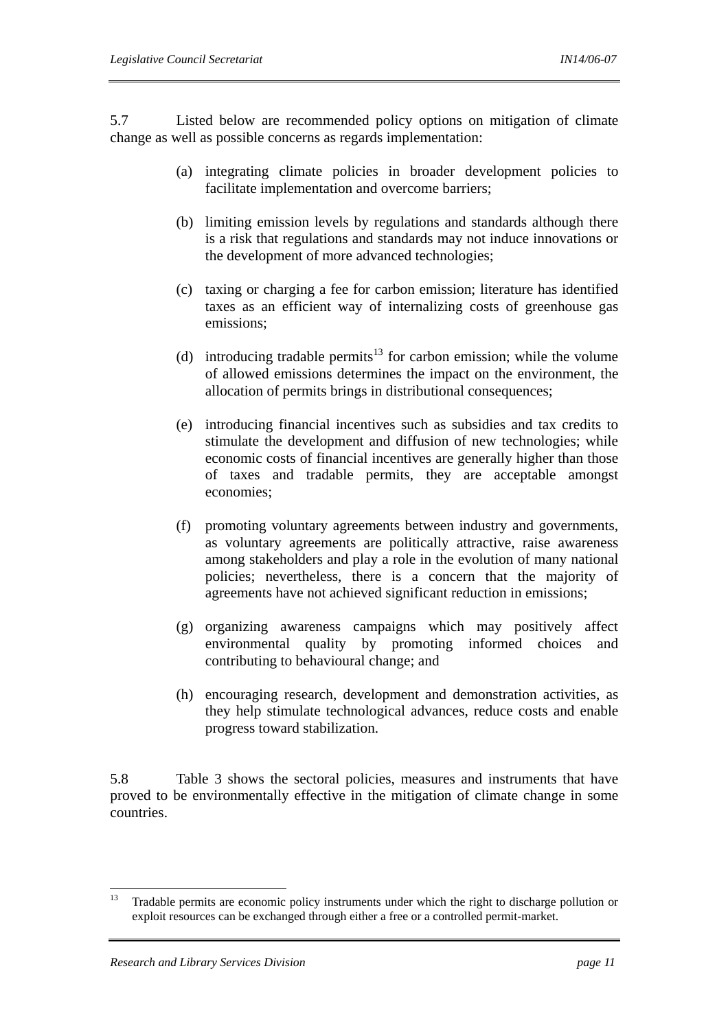5.7 Listed below are recommended policy options on mitigation of climate change as well as possible concerns as regards implementation:

(a) integrating climate policies in broader development policies to facilitate implementation and overcome barriers;

(b) limiting emission levels by regulations and standards although there is a risk that regulations and standards may not induce innovations or the development of more advanced technologies;

(c) taxing or charging a fee for carbon emission; literature has identified taxes as an efficient way of internalizing costs of greenhouse gas emissions;

(d) introducing tradable permits[13] for carbon emission; while the volume of allowed emissions determines the impact on the environment, the allocation of permits brings in distributional consequences;

(e) introducing financial incentives such as subsidies and tax credits to stimulate the development and diffusion of new technologies; while economic costs of financial incentives are generally higher than those of taxes and tradable permits, they are acceptable amongst economies;

(f) promoting voluntary agreements between industry and governments, as voluntary agreements are politically attractive, raise awareness among stakeholders and play a role in the evolution of many national policies; nevertheless, there is a concern that the majority of agreements have not achieved significant reduction in emissions;

(g) organizing awareness campaigns which may positively affect environmental quality by promoting informed choices and contributing to behavioural change; and

(h) encouraging research, development and demonstration activities, as they help stimulate technological advances, reduce costs and enable progress toward stabilization.

5.8 Table 3 shows the sectoral policies, measures and instruments that have proved to be environmentally effective in the mitigation of climate change in some countries.

---

[13] Tradable permits are economic policy instruments under which the right to discharge pollution or exploit resources can be exchanged through either a free or a controlled permit-market.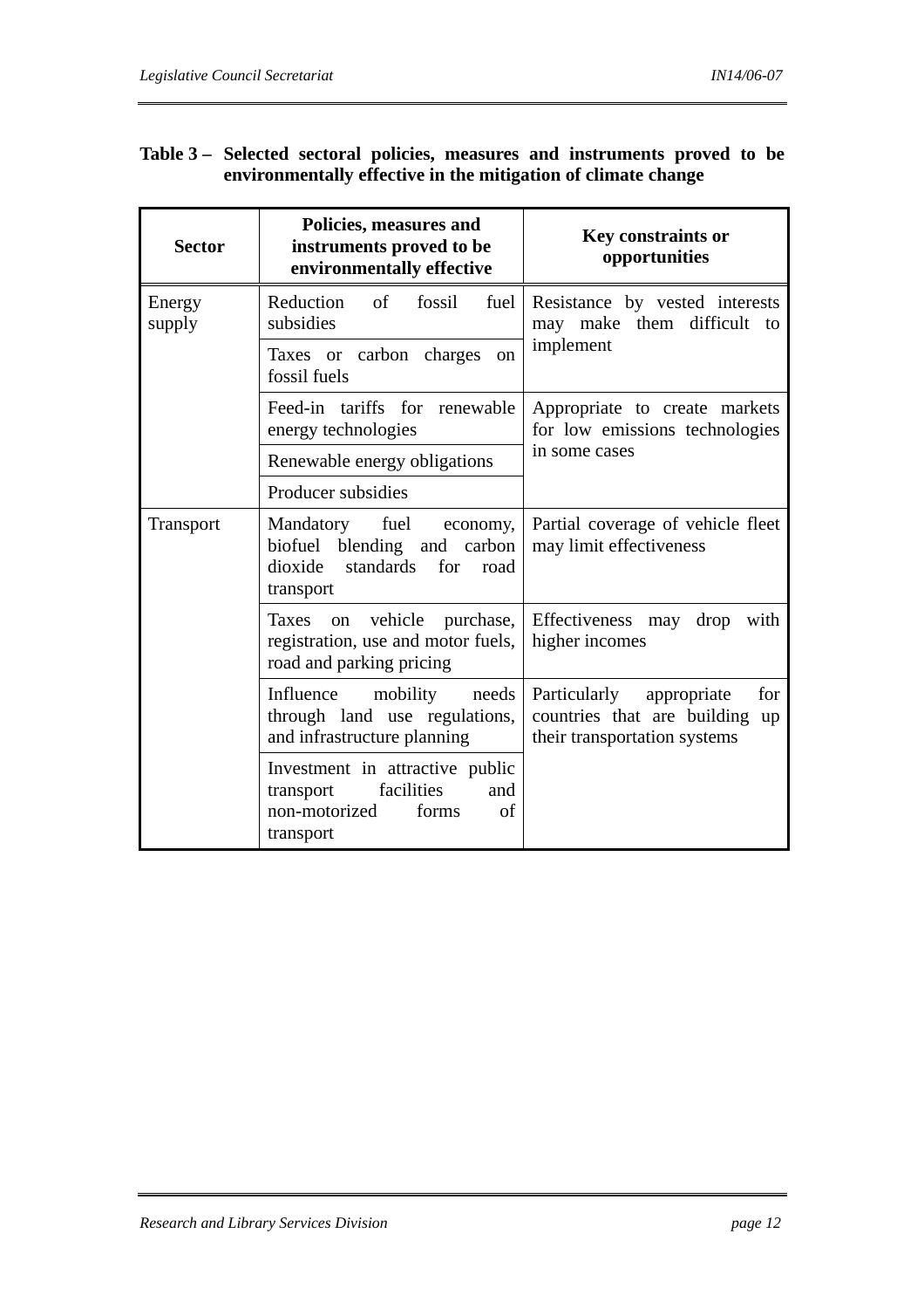**Table 3 – Selected sectoral policies, measures and instruments proved to be environmentally effective in the mitigation of climate change**

| Sector | Policies, measures and instruments proved to be environmentally effective | Key constraints or opportunities |
|---|---|---|
| Energy supply | Reduction of fossil fuel subsidies | Resistance by vested interests may make them difficult to implement |
| | Taxes or carbon charges on fossil fuels | |
| | Feed-in tariffs for renewable energy technologies | Appropriate to create markets for low emissions technologies in some cases |
| | Renewable energy obligations | |
| | Producer subsidies | |
| Transport | Mandatory fuel economy, biofuel blending and carbon dioxide standards for road transport | Partial coverage of vehicle fleet may limit effectiveness |
| | Taxes on vehicle purchase, registration, use and motor fuels, road and parking pricing | Effectiveness may drop with higher incomes |
| | Influence mobility needs through land use regulations, and infrastructure planning | Particularly appropriate for countries that are building up their transportation systems |
| | Investment in attractive public transport facilities and non-motorized forms of transport | |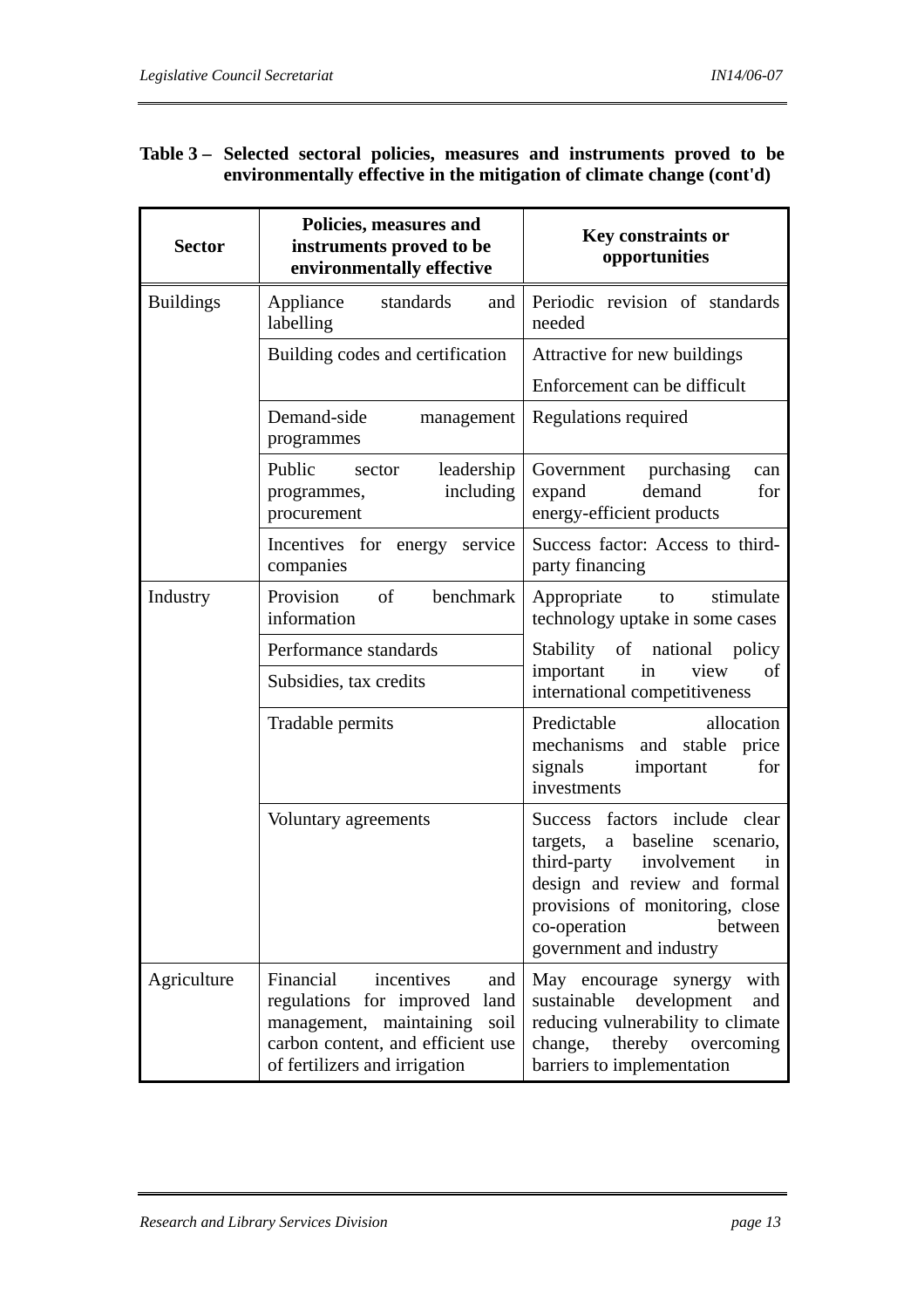**Table 3 – Selected sectoral policies, measures and instruments proved to be environmentally effective in the mitigation of climate change (cont'd)**

| Sector | Policies, measures and instruments proved to be environmentally effective | Key constraints or opportunities |
|---|---|---|
| Buildings | Appliance standards and labelling | Periodic revision of standards needed |
| | Building codes and certification | Attractive for new buildings<br>Enforcement can be difficult |
| | Demand-side management programmes | Regulations required |
| | Public sector leadership programmes, including procurement | Government purchasing can expand demand for energy-efficient products |
| | Incentives for energy service companies | Success factor: Access to third-party financing |
| Industry | Provision of benchmark information | Appropriate to stimulate technology uptake in some cases |
| | Performance standards | Stability of national policy important in view of international competitiveness |
| | Subsidies, tax credits | |
| | Tradable permits | Predictable allocation mechanisms and stable price signals important for investments |
| | Voluntary agreements | Success factors include clear targets, a baseline scenario, third-party involvement in design and review and formal provisions of monitoring, close co-operation between government and industry |
| Agriculture | Financial incentives and regulations for improved land management, maintaining soil carbon content, and efficient use of fertilizers and irrigation | May encourage synergy with sustainable development and reducing vulnerability to climate change, thereby overcoming barriers to implementation |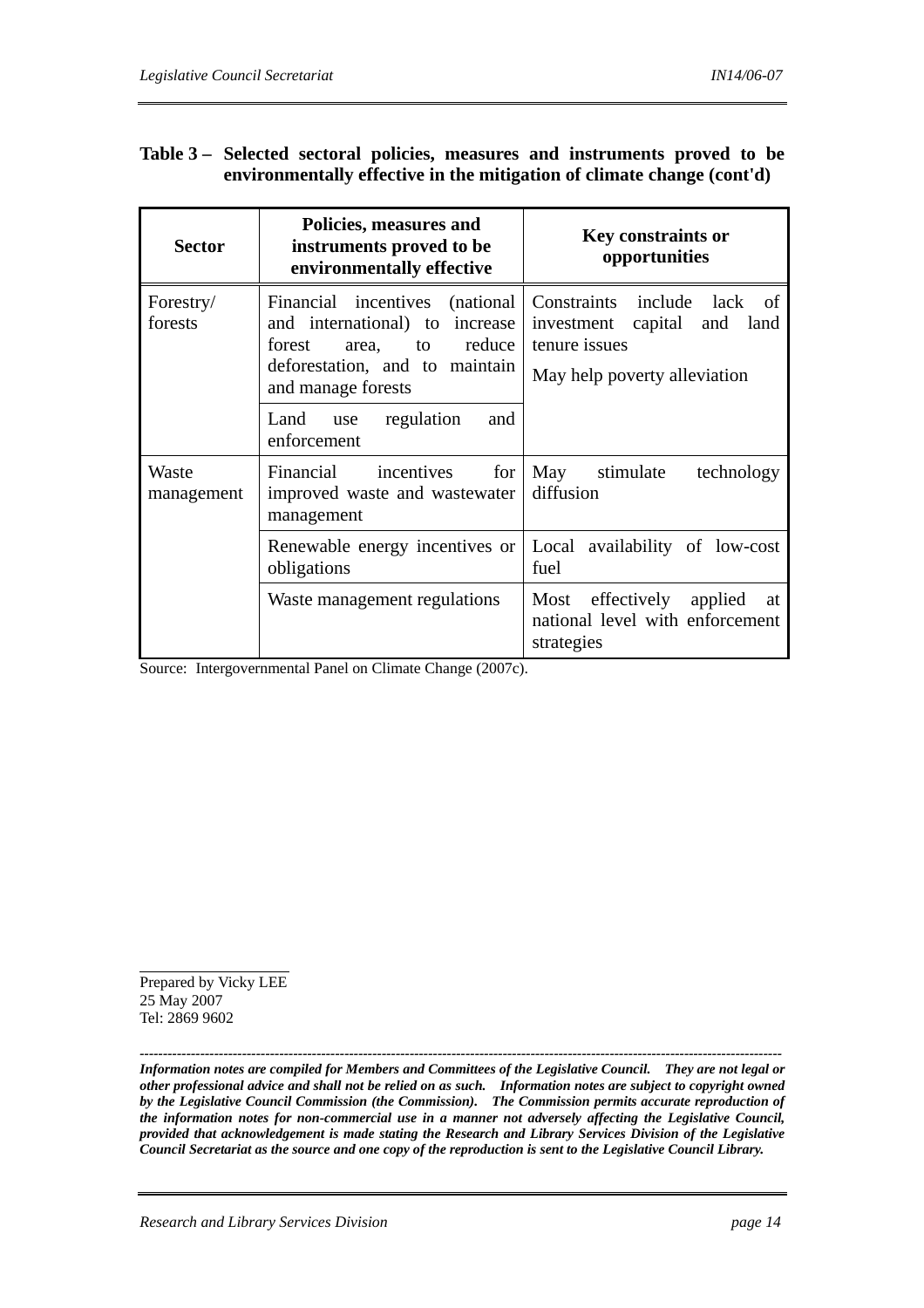**Table 3 – Selected sectoral policies, measures and instruments proved to be environmentally effective in the mitigation of climate change (cont'd)**

| Sector | Policies, measures and instruments proved to be environmentally effective | Key constraints or opportunities |
|---|---|---|
| Forestry/ forests | Financial incentives (national and international) to increase forest area, to reduce deforestation, and to maintain and manage forests | Constraints include lack of investment capital and land tenure issues<br><br>May help poverty alleviation |
| | Land use regulation and enforcement | |
| Waste management | Financial incentives for improved waste and wastewater management | May stimulate technology diffusion |
| | Renewable energy incentives or obligations | Local availability of low-cost fuel |
| | Waste management regulations | Most effectively applied at national level with enforcement strategies |

Source: Intergovernmental Panel on Climate Change (2007c).

Prepared by Vicky LEE
25 May 2007
Tel: 2869 9602

---

***Information notes are compiled for Members and Committees of the Legislative Council. They are not legal or other professional advice and shall not be relied on as such. Information notes are subject to copyright owned by the Legislative Council Commission (the Commission). The Commission permits accurate reproduction of the information notes for non-commercial use in a manner not adversely affecting the Legislative Council, provided that acknowledgement is made stating the Research and Library Services Division of the Legislative Council Secretariat as the source and one copy of the reproduction is sent to the Legislative Council Library.***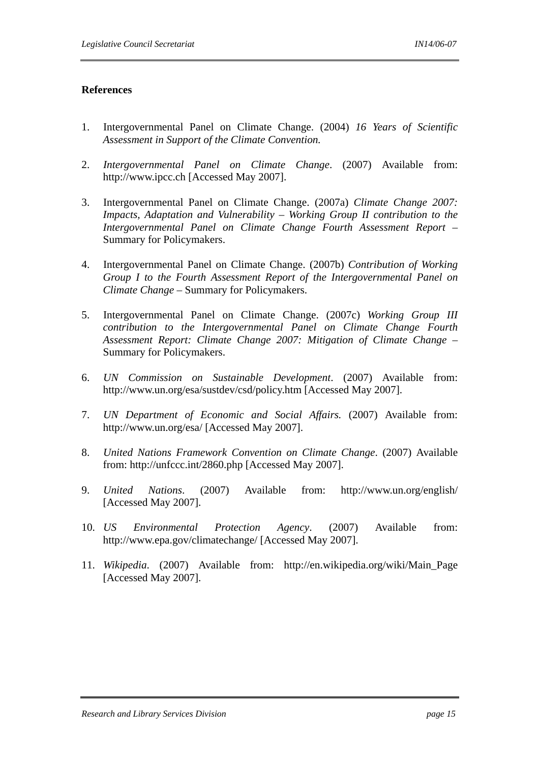**References**

1. Intergovernmental Panel on Climate Change. (2004) *16 Years of Scientific Assessment in Support of the Climate Convention.*

2. *Intergovernmental Panel on Climate Change*. (2007) Available from: http://www.ipcc.ch [Accessed May 2007].

3. Intergovernmental Panel on Climate Change. (2007a) *Climate Change 2007: Impacts, Adaptation and Vulnerability – Working Group II contribution to the Intergovernmental Panel on Climate Change Fourth Assessment Report* – Summary for Policymakers.

4. Intergovernmental Panel on Climate Change. (2007b) *Contribution of Working Group I to the Fourth Assessment Report of the Intergovernmental Panel on Climate Change* – Summary for Policymakers.

5. Intergovernmental Panel on Climate Change. (2007c) *Working Group III contribution to the Intergovernmental Panel on Climate Change Fourth Assessment Report: Climate Change 2007: Mitigation of Climate Change* – Summary for Policymakers.

6. *UN Commission on Sustainable Development*. (2007) Available from: http://www.un.org/esa/sustdev/csd/policy.htm [Accessed May 2007].

7. *UN Department of Economic and Social Affairs.* (2007) Available from: http://www.un.org/esa/ [Accessed May 2007].

8. *United Nations Framework Convention on Climate Change*. (2007) Available from: http://unfccc.int/2860.php [Accessed May 2007].

9. *United Nations*. (2007) Available from: http://www.un.org/english/ [Accessed May 2007].

10. *US Environmental Protection Agency*. (2007) Available from: http://www.epa.gov/climatechange/ [Accessed May 2007].

11. *Wikipedia*. (2007) Available from: http://en.wikipedia.org/wiki/Main_Page [Accessed May 2007].